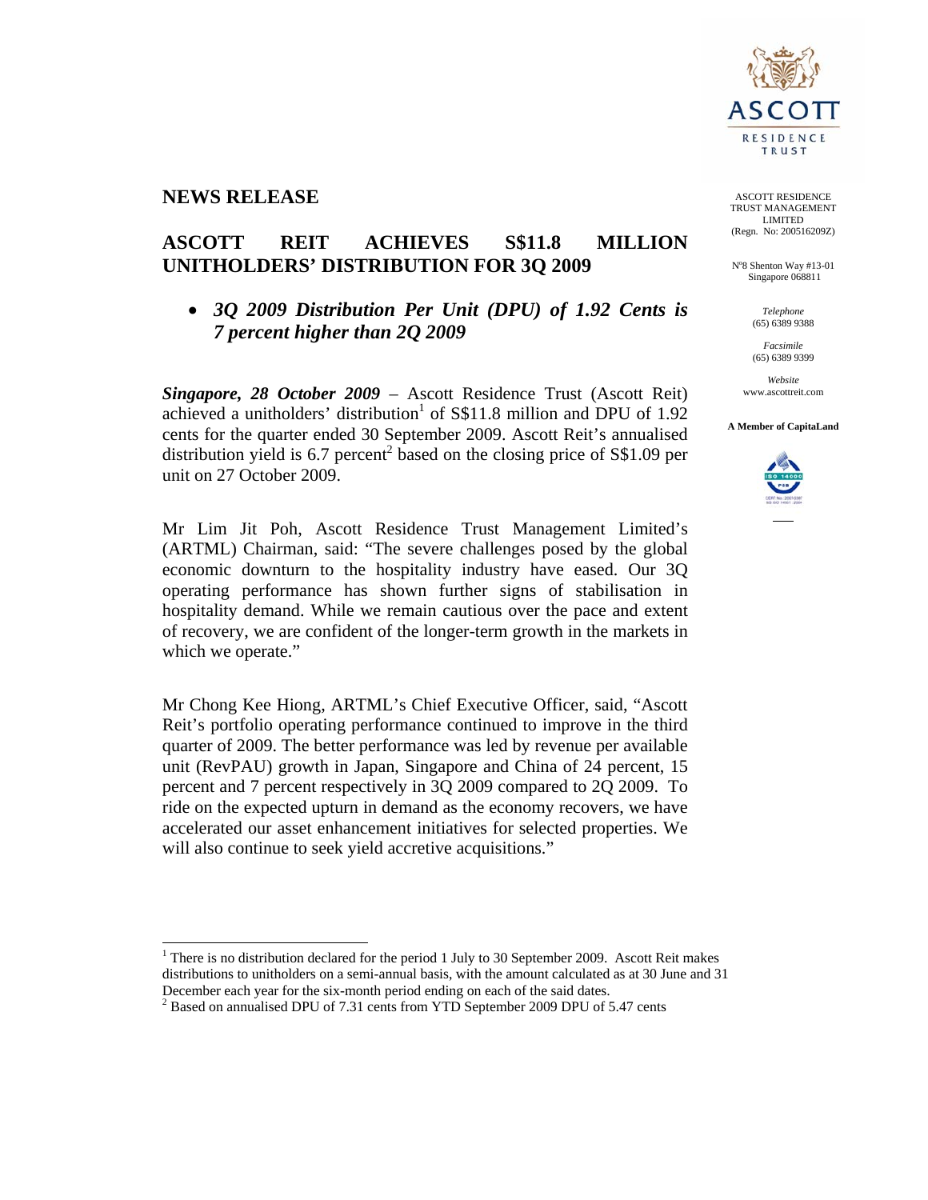ASCOTT RESIDENCE TRUST MANAGEMENT LIMITED
(Regn. No: 200516209Z)

N°8 Shenton Way #13-01
Singapore 068811

*Telephone*
(65) 6389 9388

*Facsimile*
(65) 6389 9399

*Website*
www.ascottreit.com

**A Member of CapitaLand**

# NEWS RELEASE

## ASCOTT REIT ACHIEVES S$11.8 MILLION UNITHOLDERS' DISTRIBUTION FOR 3Q 2009

- ***3Q 2009 Distribution Per Unit (DPU) of 1.92 Cents is 7 percent higher than 2Q 2009***

***Singapore, 28 October 2009*** – Ascott Residence Trust (Ascott Reit) achieved a unitholders' distribution[1] of S$11.8 million and DPU of 1.92 cents for the quarter ended 30 September 2009. Ascott Reit's annualised distribution yield is 6.7 percent[2] based on the closing price of S$1.09 per unit on 27 October 2009.

Mr Lim Jit Poh, Ascott Residence Trust Management Limited's (ARTML) Chairman, said: "The severe challenges posed by the global economic downturn to the hospitality industry have eased. Our 3Q operating performance has shown further signs of stabilisation in hospitality demand. While we remain cautious over the pace and extent of recovery, we are confident of the longer-term growth in the markets in which we operate."

Mr Chong Kee Hiong, ARTML's Chief Executive Officer, said, "Ascott Reit's portfolio operating performance continued to improve in the third quarter of 2009. The better performance was led by revenue per available unit (RevPAU) growth in Japan, Singapore and China of 24 percent, 15 percent and 7 percent respectively in 3Q 2009 compared to 2Q 2009. To ride on the expected upturn in demand as the economy recovers, we have accelerated our asset enhancement initiatives for selected properties. We will also continue to seek yield accretive acquisitions."

---

[1] There is no distribution declared for the period 1 July to 30 September 2009. Ascott Reit makes distributions to unitholders on a semi-annual basis, with the amount calculated as at 30 June and 31 December each year for the six-month period ending on each of the said dates.

[2] Based on annualised DPU of 7.31 cents from YTD September 2009 DPU of 5.47 cents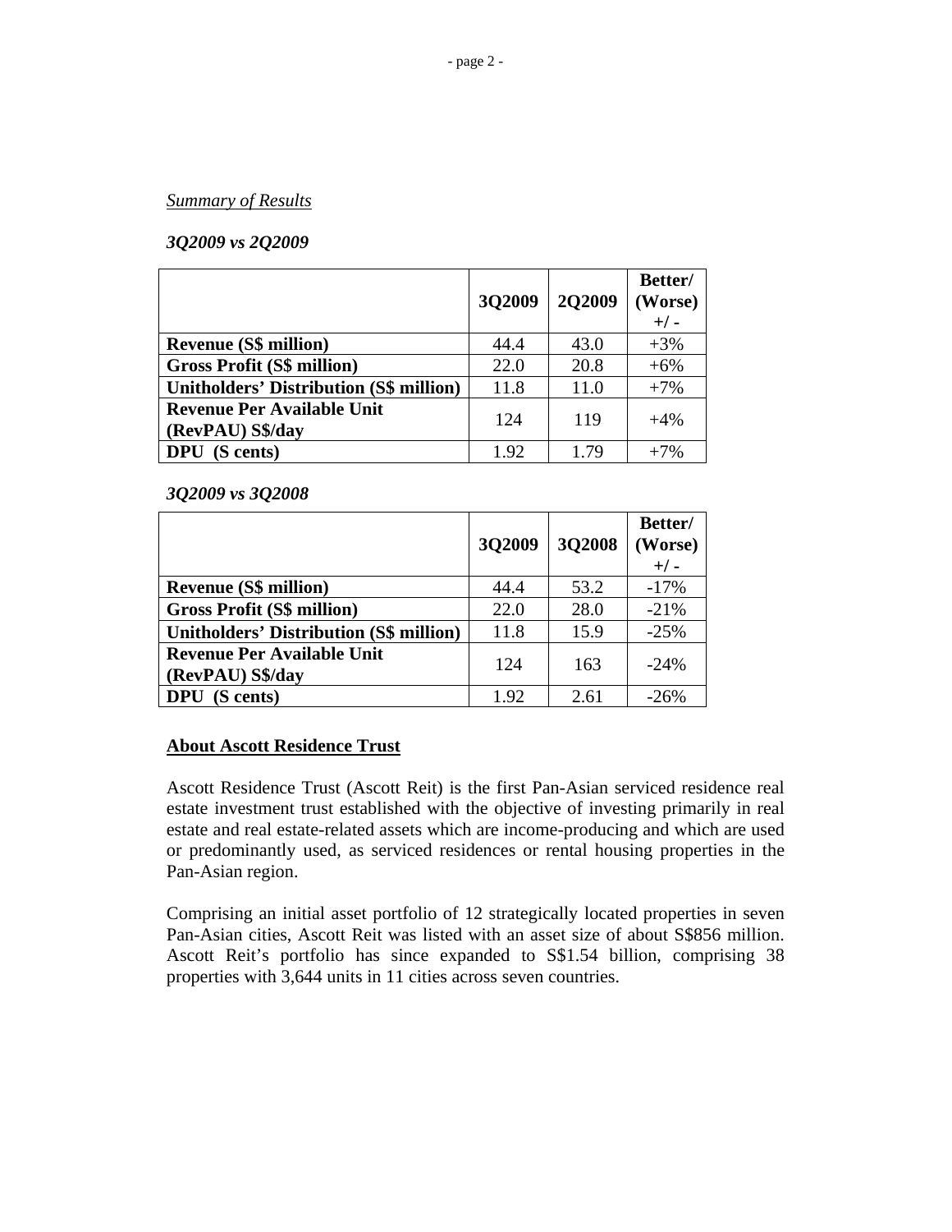*Summary of Results*

*3Q2009 vs 2Q2009*

| | 3Q2009 | 2Q2009 | Better/ (Worse) +/ - |
|---|---|---|---|
| **Revenue (S$ million)** | 44.4 | 43.0 | +3% |
| **Gross Profit (S$ million)** | 22.0 | 20.8 | +6% |
| **Unitholders' Distribution (S$ million)** | 11.8 | 11.0 | +7% |
| **Revenue Per Available Unit (RevPAU) S$/day** | 124 | 119 | +4% |
| **DPU (S cents)** | 1.92 | 1.79 | +7% |

*3Q2009 vs 3Q2008*

| | 3Q2009 | 3Q2008 | Better/ (Worse) +/ - |
|---|---|---|---|
| **Revenue (S$ million)** | 44.4 | 53.2 | -17% |
| **Gross Profit (S$ million)** | 22.0 | 28.0 | -21% |
| **Unitholders' Distribution (S$ million)** | 11.8 | 15.9 | -25% |
| **Revenue Per Available Unit (RevPAU) S$/day** | 124 | 163 | -24% |
| **DPU (S cents)** | 1.92 | 2.61 | -26% |

**About Ascott Residence Trust**

Ascott Residence Trust (Ascott Reit) is the first Pan-Asian serviced residence real estate investment trust established with the objective of investing primarily in real estate and real estate-related assets which are income-producing and which are used or predominantly used, as serviced residences or rental housing properties in the Pan-Asian region.

Comprising an initial asset portfolio of 12 strategically located properties in seven Pan-Asian cities, Ascott Reit was listed with an asset size of about S$856 million. Ascott Reit's portfolio has since expanded to S$1.54 billion, comprising 38 properties with 3,644 units in 11 cities across seven countries.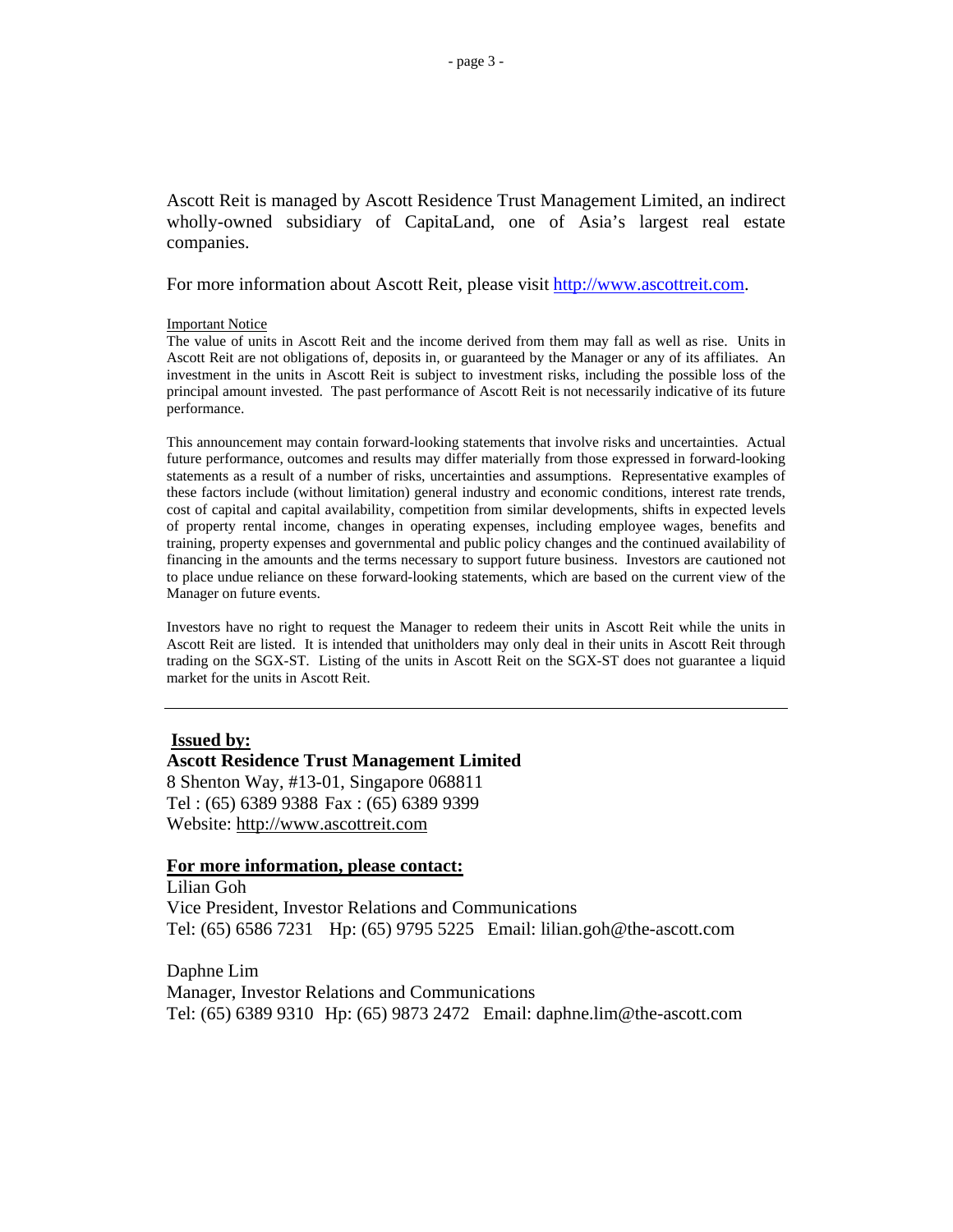Ascott Reit is managed by Ascott Residence Trust Management Limited, an indirect wholly-owned subsidiary of CapitaLand, one of Asia's largest real estate companies.

For more information about Ascott Reit, please visit [http://www.ascottreit.com](http://www.ascottreit.com).

Important Notice

The value of units in Ascott Reit and the income derived from them may fall as well as rise. Units in Ascott Reit are not obligations of, deposits in, or guaranteed by the Manager or any of its affiliates. An investment in the units in Ascott Reit is subject to investment risks, including the possible loss of the principal amount invested. The past performance of Ascott Reit is not necessarily indicative of its future performance.

This announcement may contain forward-looking statements that involve risks and uncertainties. Actual future performance, outcomes and results may differ materially from those expressed in forward-looking statements as a result of a number of risks, uncertainties and assumptions. Representative examples of these factors include (without limitation) general industry and economic conditions, interest rate trends, cost of capital and capital availability, competition from similar developments, shifts in expected levels of property rental income, changes in operating expenses, including employee wages, benefits and training, property expenses and governmental and public policy changes and the continued availability of financing in the amounts and the terms necessary to support future business. Investors are cautioned not to place undue reliance on these forward-looking statements, which are based on the current view of the Manager on future events.

Investors have no right to request the Manager to redeem their units in Ascott Reit while the units in Ascott Reit are listed. It is intended that unitholders may only deal in their units in Ascott Reit through trading on the SGX-ST. Listing of the units in Ascott Reit on the SGX-ST does not guarantee a liquid market for the units in Ascott Reit.

---

**Issued by:**

**Ascott Residence Trust Management Limited**
8 Shenton Way, #13-01, Singapore 068811
Tel : (65) 6389 9388 Fax : (65) 6389 9399
Website: http://www.ascottreit.com

**For more information, please contact:**

Lilian Goh
Vice President, Investor Relations and Communications
Tel: (65) 6586 7231 Hp: (65) 9795 5225 Email: lilian.goh@the-ascott.com

Daphne Lim
Manager, Investor Relations and Communications
Tel: (65) 6389 9310 Hp: (65) 9873 2472 Email: daphne.lim@the-ascott.com